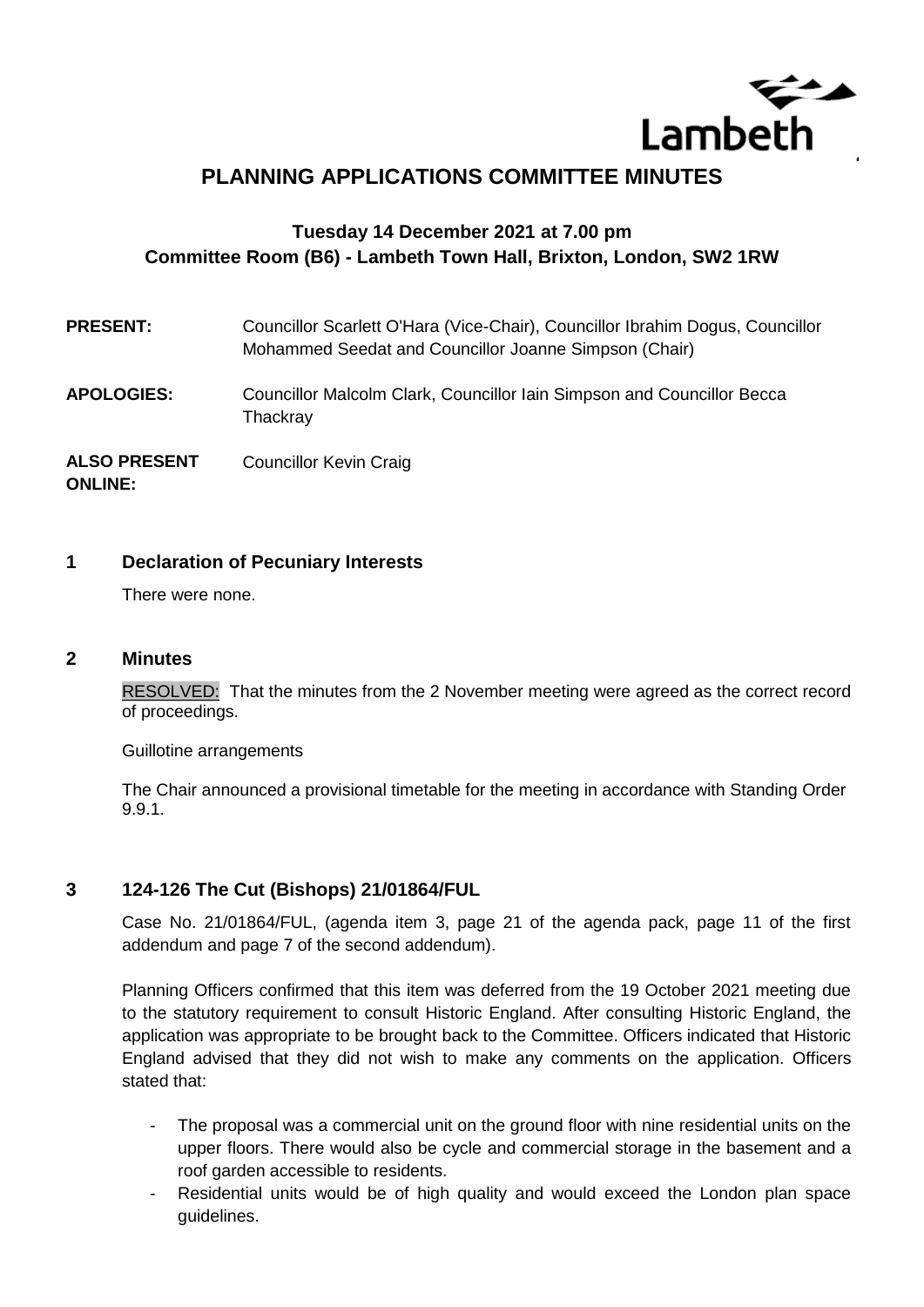Lambeth

# PLANNING APPLICATIONS COMMITTEE MINUTES

**Tuesday 14 December 2021 at 7.00 pm**
**Committee Room (B6) - Lambeth Town Hall, Brixton, London, SW2 1RW**

**PRESENT:** Councillor Scarlett O'Hara (Vice-Chair), Councillor Ibrahim Dogus, Councillor Mohammed Seedat and Councillor Joanne Simpson (Chair)

**APOLOGIES:** Councillor Malcolm Clark, Councillor Iain Simpson and Councillor Becca Thackray

**ALSO PRESENT ONLINE:** Councillor Kevin Craig

## 1 Declaration of Pecuniary Interests

There were none.

## 2 Minutes

RESOLVED: That the minutes from the 2 November meeting were agreed as the correct record of proceedings.

Guillotine arrangements

The Chair announced a provisional timetable for the meeting in accordance with Standing Order 9.9.1.

## 3 124-126 The Cut (Bishops) 21/01864/FUL

Case No. 21/01864/FUL, (agenda item 3, page 21 of the agenda pack, page 11 of the first addendum and page 7 of the second addendum).

Planning Officers confirmed that this item was deferred from the 19 October 2021 meeting due to the statutory requirement to consult Historic England. After consulting Historic England, the application was appropriate to be brought back to the Committee. Officers indicated that Historic England advised that they did not wish to make any comments on the application. Officers stated that:

- The proposal was a commercial unit on the ground floor with nine residential units on the upper floors. There would also be cycle and commercial storage in the basement and a roof garden accessible to residents.
- Residential units would be of high quality and would exceed the London plan space guidelines.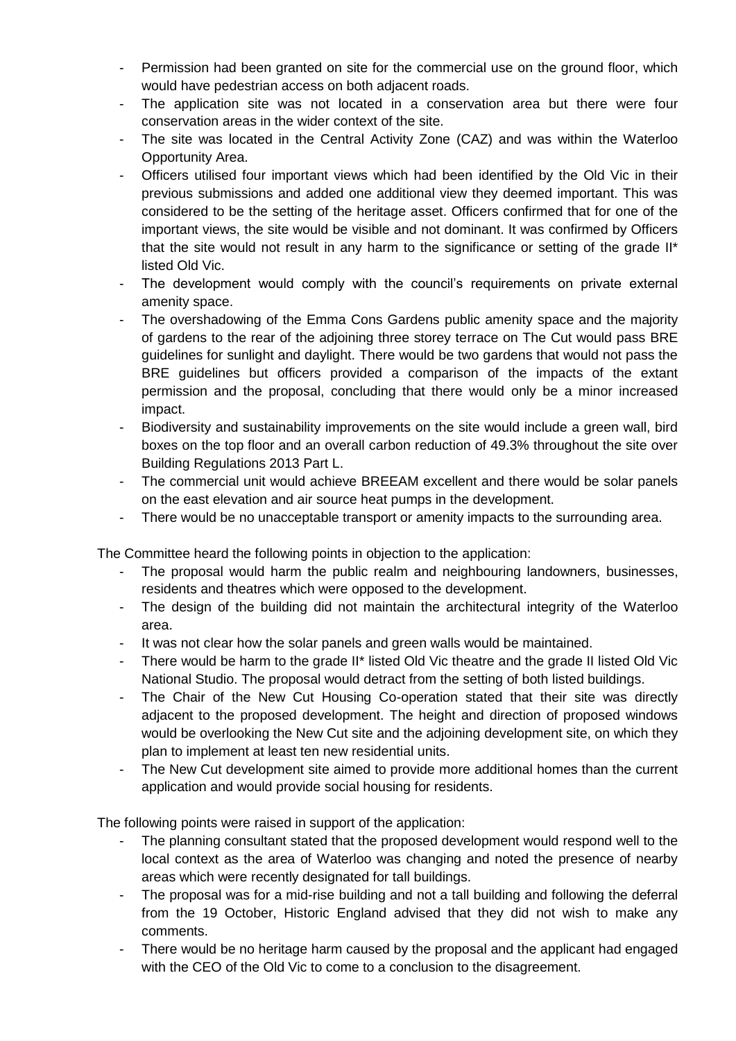- Permission had been granted on site for the commercial use on the ground floor, which would have pedestrian access on both adjacent roads.
- The application site was not located in a conservation area but there were four conservation areas in the wider context of the site.
- The site was located in the Central Activity Zone (CAZ) and was within the Waterloo Opportunity Area.
- Officers utilised four important views which had been identified by the Old Vic in their previous submissions and added one additional view they deemed important. This was considered to be the setting of the heritage asset. Officers confirmed that for one of the important views, the site would be visible and not dominant. It was confirmed by Officers that the site would not result in any harm to the significance or setting of the grade II* listed Old Vic.
- The development would comply with the council's requirements on private external amenity space.
- The overshadowing of the Emma Cons Gardens public amenity space and the majority of gardens to the rear of the adjoining three storey terrace on The Cut would pass BRE guidelines for sunlight and daylight. There would be two gardens that would not pass the BRE guidelines but officers provided a comparison of the impacts of the extant permission and the proposal, concluding that there would only be a minor increased impact.
- Biodiversity and sustainability improvements on the site would include a green wall, bird boxes on the top floor and an overall carbon reduction of 49.3% throughout the site over Building Regulations 2013 Part L.
- The commercial unit would achieve BREEAM excellent and there would be solar panels on the east elevation and air source heat pumps in the development.
- There would be no unacceptable transport or amenity impacts to the surrounding area.

The Committee heard the following points in objection to the application:

- The proposal would harm the public realm and neighbouring landowners, businesses, residents and theatres which were opposed to the development.
- The design of the building did not maintain the architectural integrity of the Waterloo area.
- It was not clear how the solar panels and green walls would be maintained.
- There would be harm to the grade II* listed Old Vic theatre and the grade II listed Old Vic National Studio. The proposal would detract from the setting of both listed buildings.
- The Chair of the New Cut Housing Co-operation stated that their site was directly adjacent to the proposed development. The height and direction of proposed windows would be overlooking the New Cut site and the adjoining development site, on which they plan to implement at least ten new residential units.
- The New Cut development site aimed to provide more additional homes than the current application and would provide social housing for residents.

The following points were raised in support of the application:

- The planning consultant stated that the proposed development would respond well to the local context as the area of Waterloo was changing and noted the presence of nearby areas which were recently designated for tall buildings.
- The proposal was for a mid-rise building and not a tall building and following the deferral from the 19 October, Historic England advised that they did not wish to make any comments.
- There would be no heritage harm caused by the proposal and the applicant had engaged with the CEO of the Old Vic to come to a conclusion to the disagreement.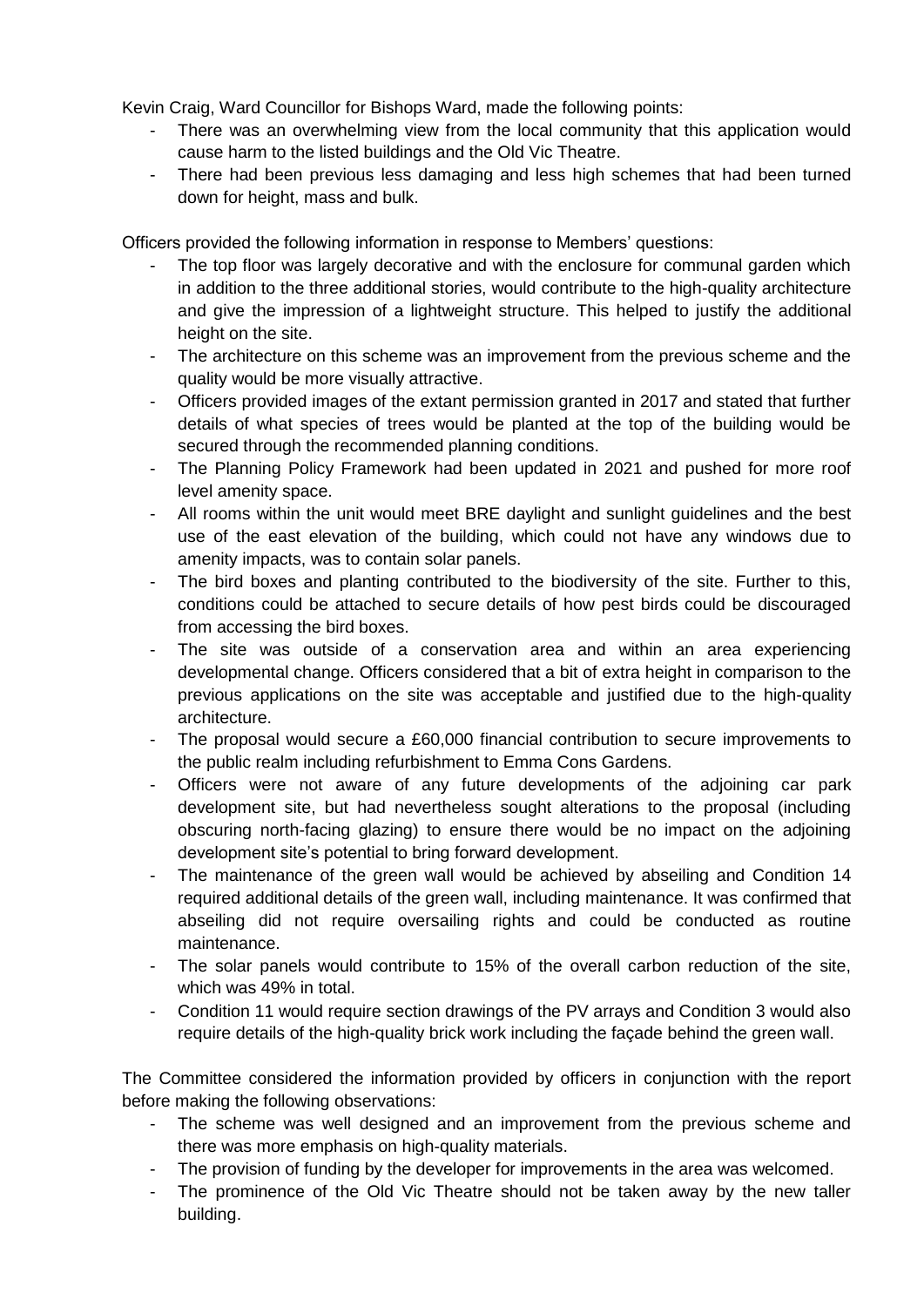Kevin Craig, Ward Councillor for Bishops Ward, made the following points:

- There was an overwhelming view from the local community that this application would cause harm to the listed buildings and the Old Vic Theatre.
- There had been previous less damaging and less high schemes that had been turned down for height, mass and bulk.

Officers provided the following information in response to Members' questions:

- The top floor was largely decorative and with the enclosure for communal garden which in addition to the three additional stories, would contribute to the high-quality architecture and give the impression of a lightweight structure. This helped to justify the additional height on the site.
- The architecture on this scheme was an improvement from the previous scheme and the quality would be more visually attractive.
- Officers provided images of the extant permission granted in 2017 and stated that further details of what species of trees would be planted at the top of the building would be secured through the recommended planning conditions.
- The Planning Policy Framework had been updated in 2021 and pushed for more roof level amenity space.
- All rooms within the unit would meet BRE daylight and sunlight guidelines and the best use of the east elevation of the building, which could not have any windows due to amenity impacts, was to contain solar panels.
- The bird boxes and planting contributed to the biodiversity of the site. Further to this, conditions could be attached to secure details of how pest birds could be discouraged from accessing the bird boxes.
- The site was outside of a conservation area and within an area experiencing developmental change. Officers considered that a bit of extra height in comparison to the previous applications on the site was acceptable and justified due to the high-quality architecture.
- The proposal would secure a £60,000 financial contribution to secure improvements to the public realm including refurbishment to Emma Cons Gardens.
- Officers were not aware of any future developments of the adjoining car park development site, but had nevertheless sought alterations to the proposal (including obscuring north-facing glazing) to ensure there would be no impact on the adjoining development site's potential to bring forward development.
- The maintenance of the green wall would be achieved by abseiling and Condition 14 required additional details of the green wall, including maintenance. It was confirmed that abseiling did not require oversailing rights and could be conducted as routine maintenance.
- The solar panels would contribute to 15% of the overall carbon reduction of the site, which was 49% in total.
- Condition 11 would require section drawings of the PV arrays and Condition 3 would also require details of the high-quality brick work including the façade behind the green wall.

The Committee considered the information provided by officers in conjunction with the report before making the following observations:

- The scheme was well designed and an improvement from the previous scheme and there was more emphasis on high-quality materials.
- The provision of funding by the developer for improvements in the area was welcomed.
- The prominence of the Old Vic Theatre should not be taken away by the new taller building.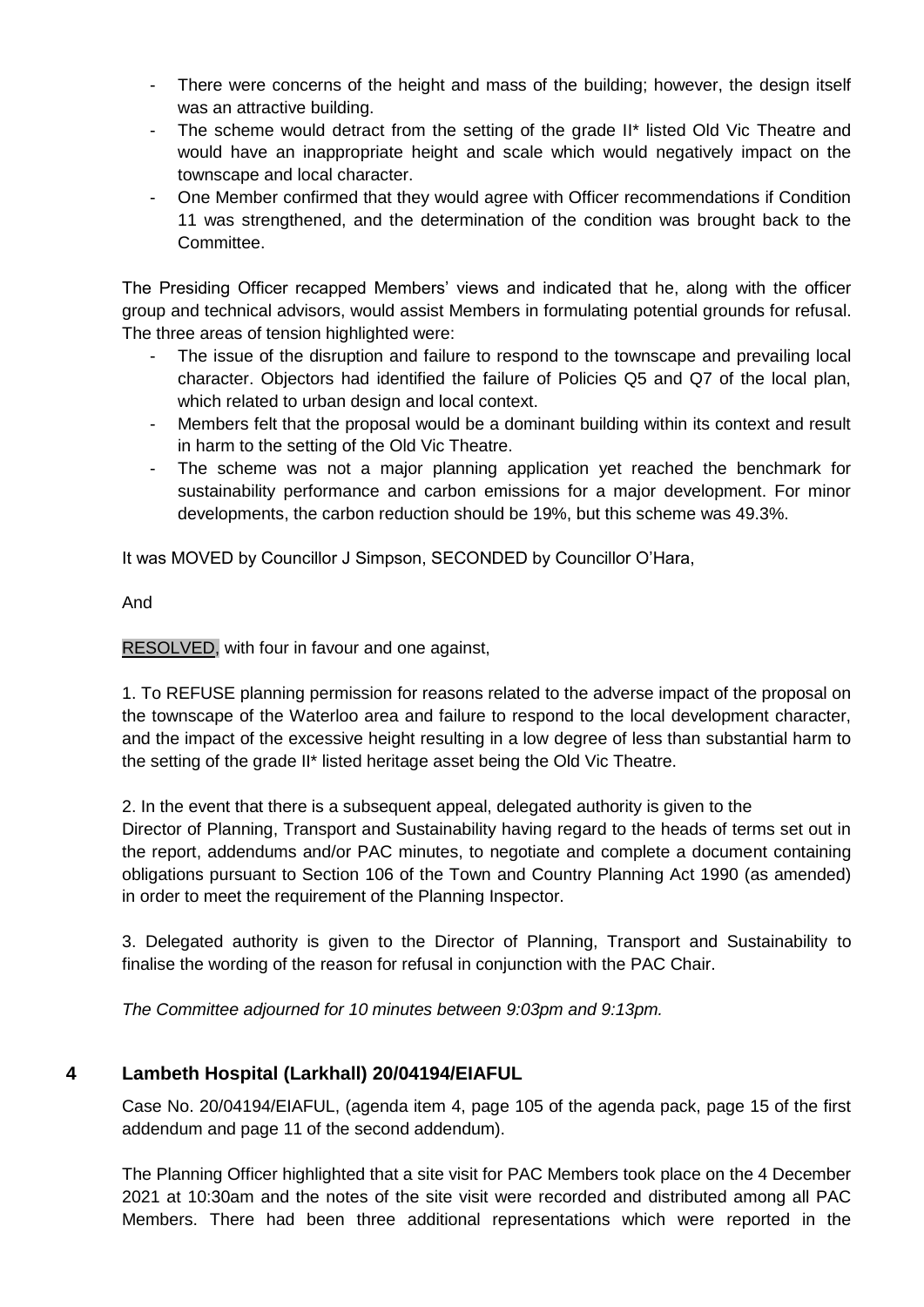- There were concerns of the height and mass of the building; however, the design itself was an attractive building.
- The scheme would detract from the setting of the grade II* listed Old Vic Theatre and would have an inappropriate height and scale which would negatively impact on the townscape and local character.
- One Member confirmed that they would agree with Officer recommendations if Condition 11 was strengthened, and the determination of the condition was brought back to the Committee.

The Presiding Officer recapped Members' views and indicated that he, along with the officer group and technical advisors, would assist Members in formulating potential grounds for refusal. The three areas of tension highlighted were:

- The issue of the disruption and failure to respond to the townscape and prevailing local character. Objectors had identified the failure of Policies Q5 and Q7 of the local plan, which related to urban design and local context.
- Members felt that the proposal would be a dominant building within its context and result in harm to the setting of the Old Vic Theatre.
- The scheme was not a major planning application yet reached the benchmark for sustainability performance and carbon emissions for a major development. For minor developments, the carbon reduction should be 19%, but this scheme was 49.3%.

It was MOVED by Councillor J Simpson, SECONDED by Councillor O'Hara,

And

RESOLVED, with four in favour and one against,

1. To REFUSE planning permission for reasons related to the adverse impact of the proposal on the townscape of the Waterloo area and failure to respond to the local development character, and the impact of the excessive height resulting in a low degree of less than substantial harm to the setting of the grade II* listed heritage asset being the Old Vic Theatre.

2. In the event that there is a subsequent appeal, delegated authority is given to the Director of Planning, Transport and Sustainability having regard to the heads of terms set out in the report, addendums and/or PAC minutes, to negotiate and complete a document containing obligations pursuant to Section 106 of the Town and Country Planning Act 1990 (as amended) in order to meet the requirement of the Planning Inspector.

3. Delegated authority is given to the Director of Planning, Transport and Sustainability to finalise the wording of the reason for refusal in conjunction with the PAC Chair.

*The Committee adjourned for 10 minutes between 9:03pm and 9:13pm.*

## 4 Lambeth Hospital (Larkhall) 20/04194/EIAFUL

Case No. 20/04194/EIAFUL, (agenda item 4, page 105 of the agenda pack, page 15 of the first addendum and page 11 of the second addendum).

The Planning Officer highlighted that a site visit for PAC Members took place on the 4 December 2021 at 10:30am and the notes of the site visit were recorded and distributed among all PAC Members. There had been three additional representations which were reported in the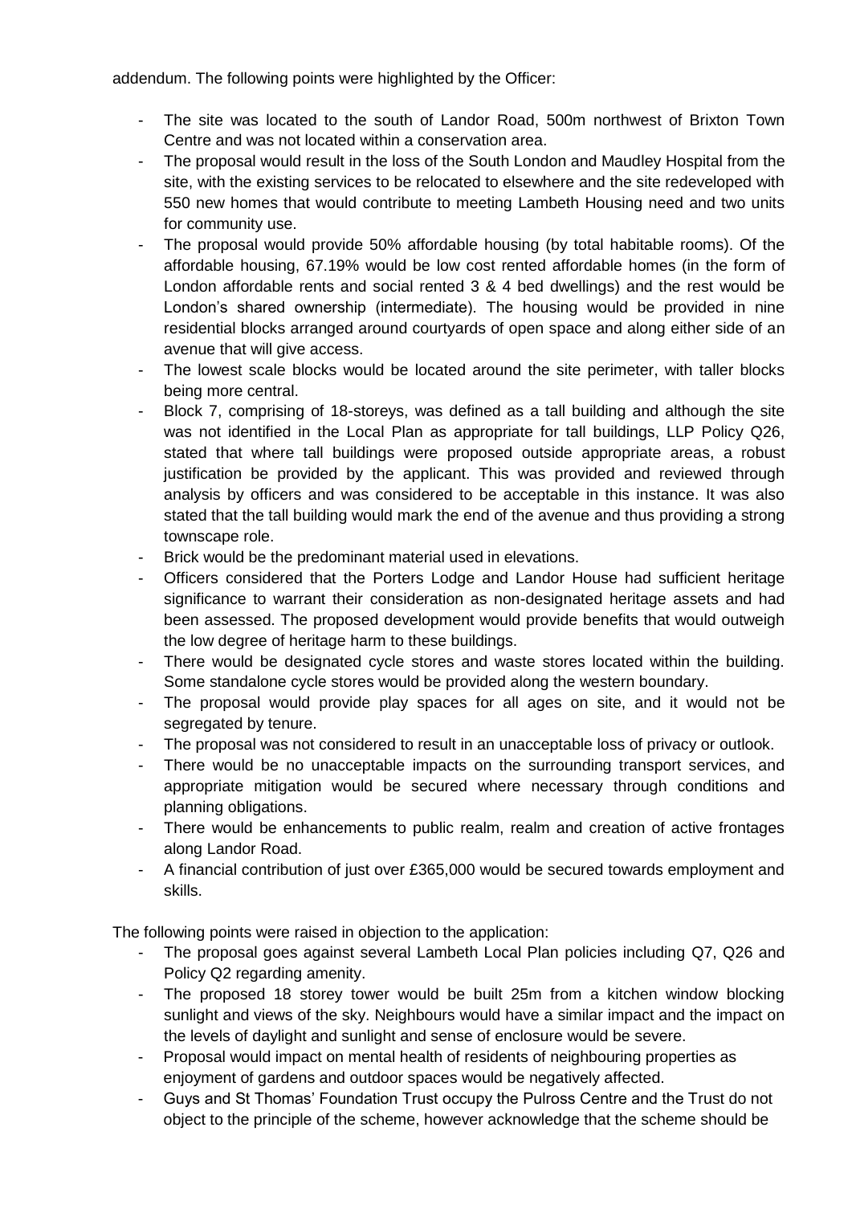addendum. The following points were highlighted by the Officer:

- The site was located to the south of Landor Road, 500m northwest of Brixton Town Centre and was not located within a conservation area.
- The proposal would result in the loss of the South London and Maudley Hospital from the site, with the existing services to be relocated to elsewhere and the site redeveloped with 550 new homes that would contribute to meeting Lambeth Housing need and two units for community use.
- The proposal would provide 50% affordable housing (by total habitable rooms). Of the affordable housing, 67.19% would be low cost rented affordable homes (in the form of London affordable rents and social rented 3 & 4 bed dwellings) and the rest would be London's shared ownership (intermediate). The housing would be provided in nine residential blocks arranged around courtyards of open space and along either side of an avenue that will give access.
- The lowest scale blocks would be located around the site perimeter, with taller blocks being more central.
- Block 7, comprising of 18-storeys, was defined as a tall building and although the site was not identified in the Local Plan as appropriate for tall buildings, LLP Policy Q26, stated that where tall buildings were proposed outside appropriate areas, a robust justification be provided by the applicant. This was provided and reviewed through analysis by officers and was considered to be acceptable in this instance. It was also stated that the tall building would mark the end of the avenue and thus providing a strong townscape role.
- Brick would be the predominant material used in elevations.
- Officers considered that the Porters Lodge and Landor House had sufficient heritage significance to warrant their consideration as non-designated heritage assets and had been assessed. The proposed development would provide benefits that would outweigh the low degree of heritage harm to these buildings.
- There would be designated cycle stores and waste stores located within the building. Some standalone cycle stores would be provided along the western boundary.
- The proposal would provide play spaces for all ages on site, and it would not be segregated by tenure.
- The proposal was not considered to result in an unacceptable loss of privacy or outlook.
- There would be no unacceptable impacts on the surrounding transport services, and appropriate mitigation would be secured where necessary through conditions and planning obligations.
- There would be enhancements to public realm, realm and creation of active frontages along Landor Road.
- A financial contribution of just over £365,000 would be secured towards employment and skills.

The following points were raised in objection to the application:

- The proposal goes against several Lambeth Local Plan policies including Q7, Q26 and Policy Q2 regarding amenity.
- The proposed 18 storey tower would be built 25m from a kitchen window blocking sunlight and views of the sky. Neighbours would have a similar impact and the impact on the levels of daylight and sunlight and sense of enclosure would be severe.
- Proposal would impact on mental health of residents of neighbouring properties as enjoyment of gardens and outdoor spaces would be negatively affected.
- Guys and St Thomas' Foundation Trust occupy the Pulross Centre and the Trust do not object to the principle of the scheme, however acknowledge that the scheme should be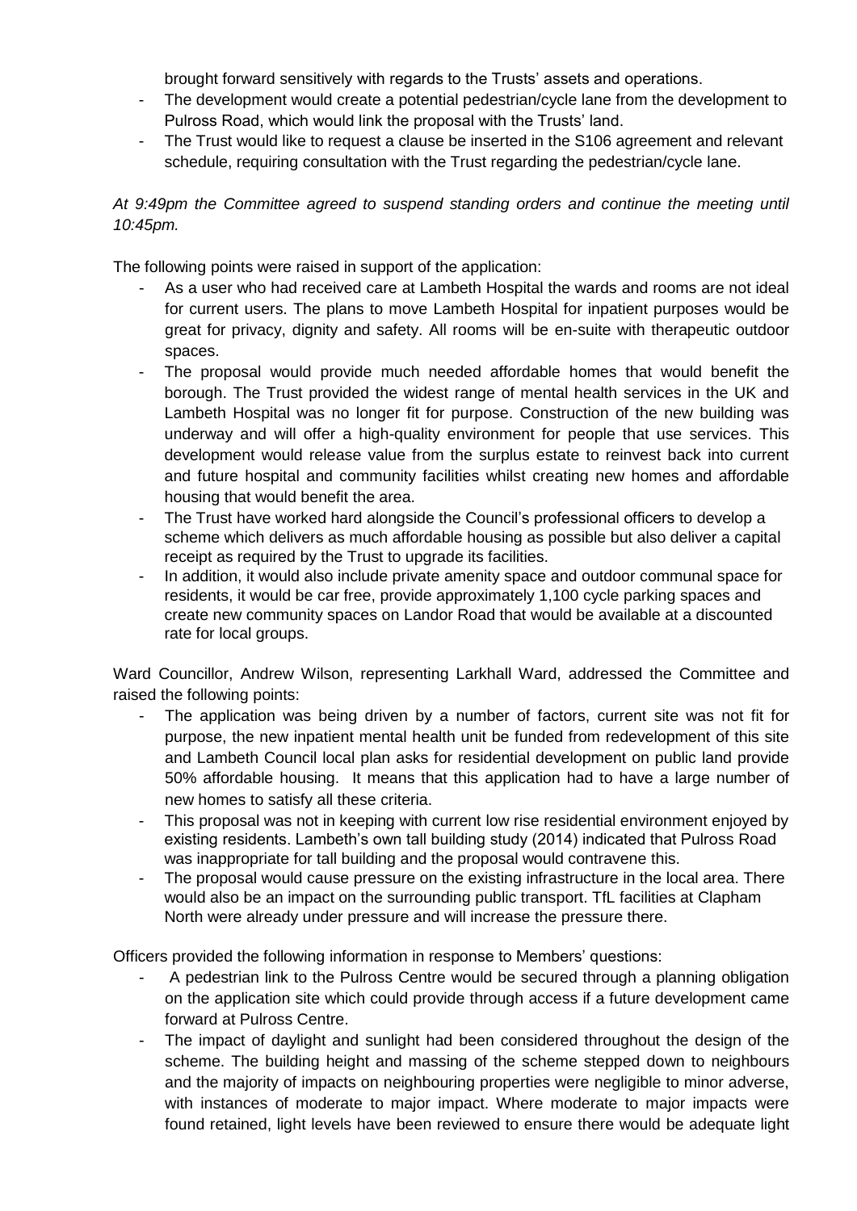brought forward sensitively with regards to the Trusts' assets and operations.

- The development would create a potential pedestrian/cycle lane from the development to Pulross Road, which would link the proposal with the Trusts' land.
- The Trust would like to request a clause be inserted in the S106 agreement and relevant schedule, requiring consultation with the Trust regarding the pedestrian/cycle lane.

*At 9:49pm the Committee agreed to suspend standing orders and continue the meeting until 10:45pm.*

The following points were raised in support of the application:

- As a user who had received care at Lambeth Hospital the wards and rooms are not ideal for current users. The plans to move Lambeth Hospital for inpatient purposes would be great for privacy, dignity and safety. All rooms will be en-suite with therapeutic outdoor spaces.
- The proposal would provide much needed affordable homes that would benefit the borough. The Trust provided the widest range of mental health services in the UK and Lambeth Hospital was no longer fit for purpose. Construction of the new building was underway and will offer a high-quality environment for people that use services. This development would release value from the surplus estate to reinvest back into current and future hospital and community facilities whilst creating new homes and affordable housing that would benefit the area.
- The Trust have worked hard alongside the Council's professional officers to develop a scheme which delivers as much affordable housing as possible but also deliver a capital receipt as required by the Trust to upgrade its facilities.
- In addition, it would also include private amenity space and outdoor communal space for residents, it would be car free, provide approximately 1,100 cycle parking spaces and create new community spaces on Landor Road that would be available at a discounted rate for local groups.

Ward Councillor, Andrew Wilson, representing Larkhall Ward, addressed the Committee and raised the following points:

- The application was being driven by a number of factors, current site was not fit for purpose, the new inpatient mental health unit be funded from redevelopment of this site and Lambeth Council local plan asks for residential development on public land provide 50% affordable housing. It means that this application had to have a large number of new homes to satisfy all these criteria.
- This proposal was not in keeping with current low rise residential environment enjoyed by existing residents. Lambeth's own tall building study (2014) indicated that Pulross Road was inappropriate for tall building and the proposal would contravene this.
- The proposal would cause pressure on the existing infrastructure in the local area. There would also be an impact on the surrounding public transport. TfL facilities at Clapham North were already under pressure and will increase the pressure there.

Officers provided the following information in response to Members' questions:

- A pedestrian link to the Pulross Centre would be secured through a planning obligation on the application site which could provide through access if a future development came forward at Pulross Centre.
- The impact of daylight and sunlight had been considered throughout the design of the scheme. The building height and massing of the scheme stepped down to neighbours and the majority of impacts on neighbouring properties were negligible to minor adverse, with instances of moderate to major impact. Where moderate to major impacts were found retained, light levels have been reviewed to ensure there would be adequate light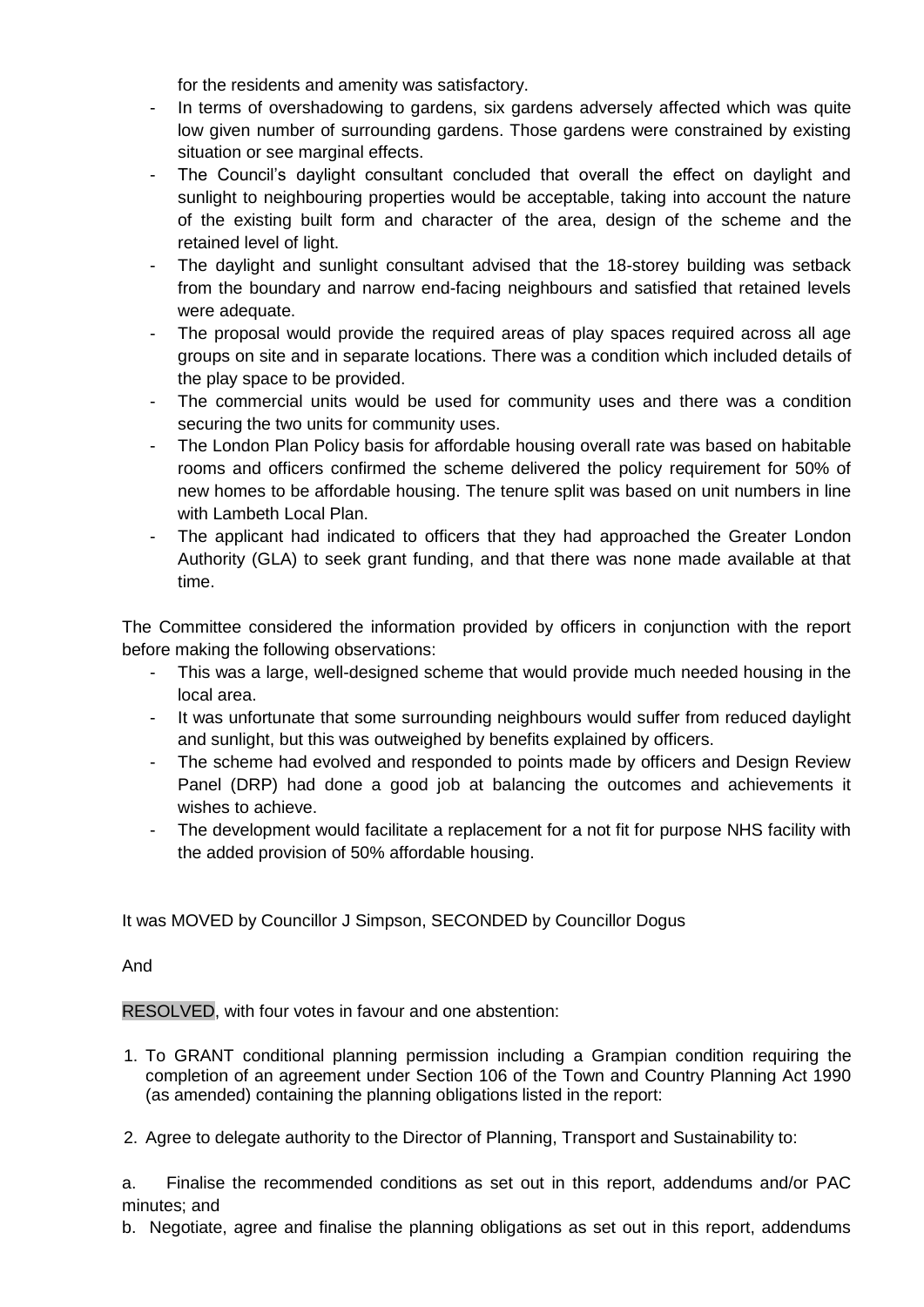for the residents and amenity was satisfactory.

- In terms of overshadowing to gardens, six gardens adversely affected which was quite low given number of surrounding gardens. Those gardens were constrained by existing situation or see marginal effects.
- The Council's daylight consultant concluded that overall the effect on daylight and sunlight to neighbouring properties would be acceptable, taking into account the nature of the existing built form and character of the area, design of the scheme and the retained level of light.
- The daylight and sunlight consultant advised that the 18-storey building was setback from the boundary and narrow end-facing neighbours and satisfied that retained levels were adequate.
- The proposal would provide the required areas of play spaces required across all age groups on site and in separate locations. There was a condition which included details of the play space to be provided.
- The commercial units would be used for community uses and there was a condition securing the two units for community uses.
- The London Plan Policy basis for affordable housing overall rate was based on habitable rooms and officers confirmed the scheme delivered the policy requirement for 50% of new homes to be affordable housing. The tenure split was based on unit numbers in line with Lambeth Local Plan.
- The applicant had indicated to officers that they had approached the Greater London Authority (GLA) to seek grant funding, and that there was none made available at that time.

The Committee considered the information provided by officers in conjunction with the report before making the following observations:

- This was a large, well-designed scheme that would provide much needed housing in the local area.
- It was unfortunate that some surrounding neighbours would suffer from reduced daylight and sunlight, but this was outweighed by benefits explained by officers.
- The scheme had evolved and responded to points made by officers and Design Review Panel (DRP) had done a good job at balancing the outcomes and achievements it wishes to achieve.
- The development would facilitate a replacement for a not fit for purpose NHS facility with the added provision of 50% affordable housing.

It was MOVED by Councillor J Simpson, SECONDED by Councillor Dogus

And

RESOLVED, with four votes in favour and one abstention:

1. To GRANT conditional planning permission including a Grampian condition requiring the completion of an agreement under Section 106 of the Town and Country Planning Act 1990 (as amended) containing the planning obligations listed in the report:

2. Agree to delegate authority to the Director of Planning, Transport and Sustainability to:

a. Finalise the recommended conditions as set out in this report, addendums and/or PAC minutes; and

b. Negotiate, agree and finalise the planning obligations as set out in this report, addendums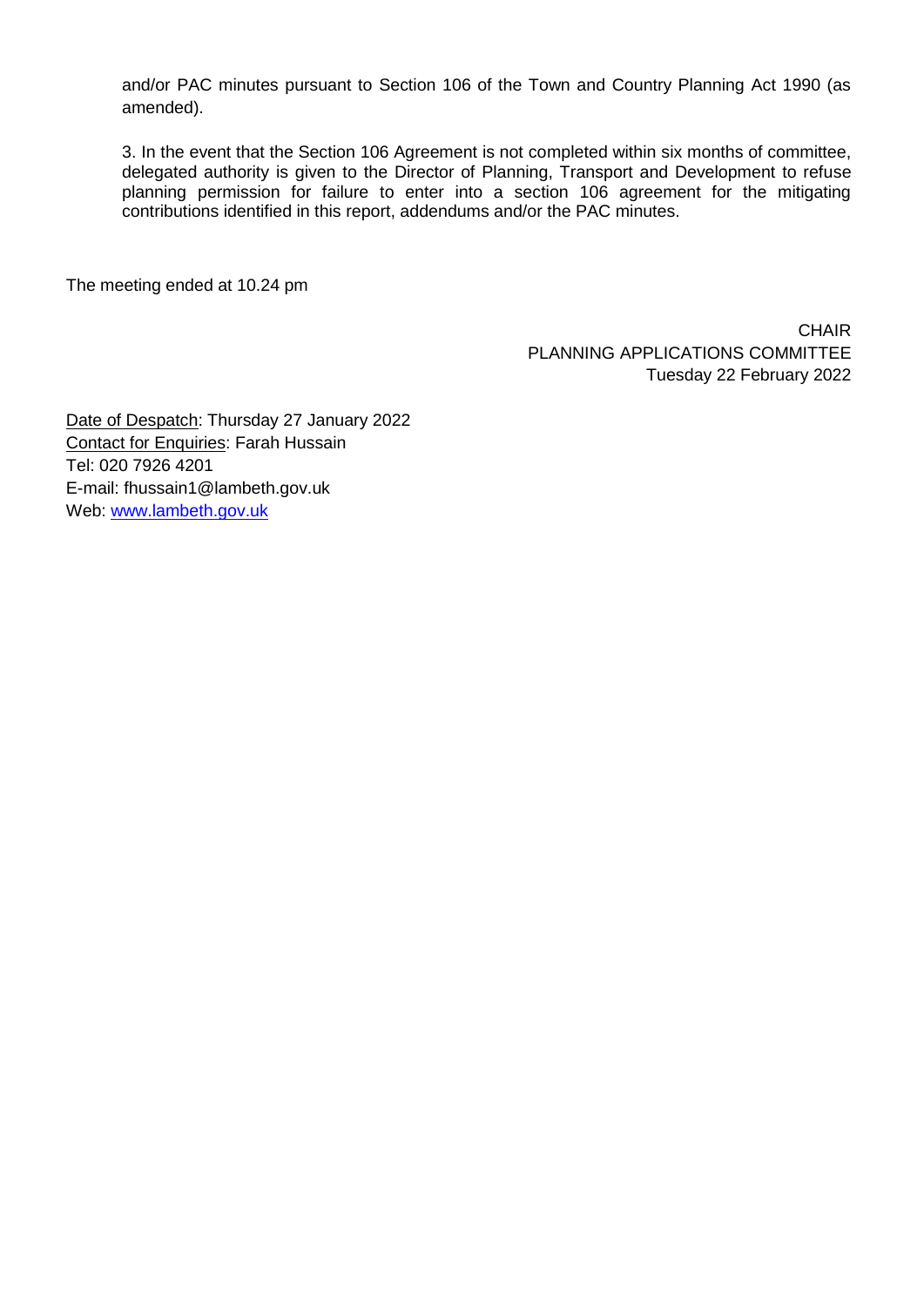and/or PAC minutes pursuant to Section 106 of the Town and Country Planning Act 1990 (as amended).

3. In the event that the Section 106 Agreement is not completed within six months of committee, delegated authority is given to the Director of Planning, Transport and Development to refuse planning permission for failure to enter into a section 106 agreement for the mitigating contributions identified in this report, addendums and/or the PAC minutes.

The meeting ended at 10.24 pm

CHAIR
PLANNING APPLICATIONS COMMITTEE
Tuesday 22 February 2022

Date of Despatch: Thursday 27 January 2022
Contact for Enquiries: Farah Hussain
Tel: 020 7926 4201
E-mail: fhussain1@lambeth.gov.uk
Web: www.lambeth.gov.uk